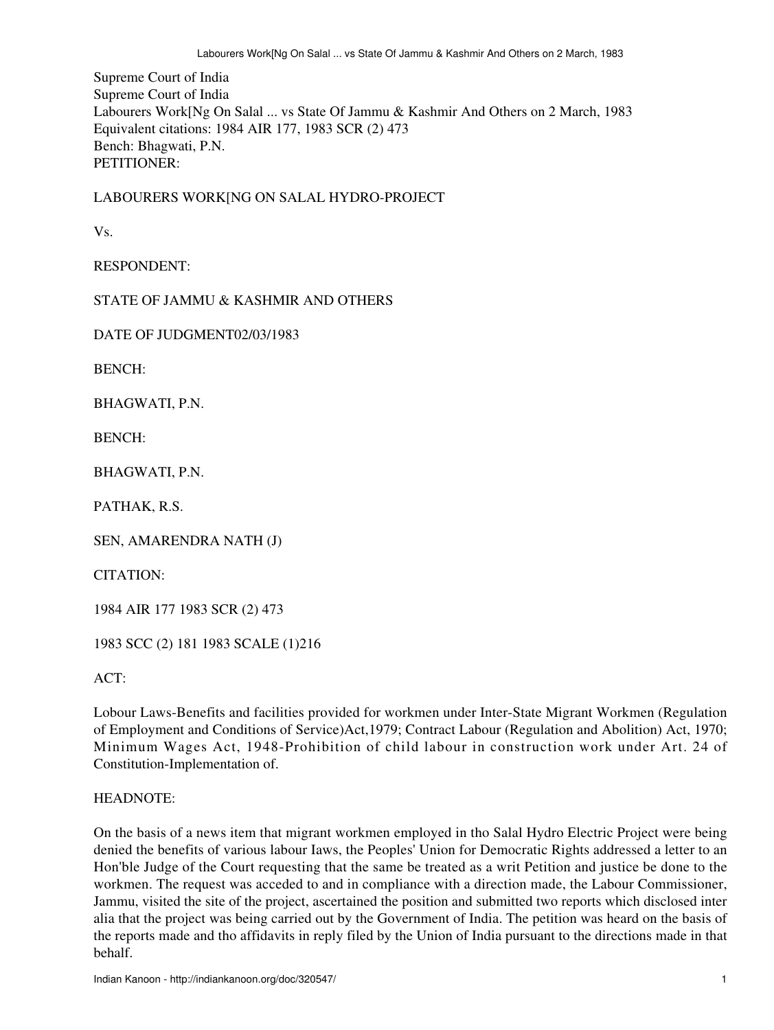Supreme Court of India

Supreme Court of India

Labourers Work[Ng On Salal ... vs State Of Jammu & Kashmir And Others on 2 March, 1983

Equivalent citations: 1984 AIR 177, 1983 SCR (2) 473

Bench: Bhagwati, P.N.

PETITIONER:

LABOURERS WORK[NG ON SALAL HYDRO-PROJECT

Vs.

RESPONDENT:

STATE OF JAMMU & KASHMIR AND OTHERS

DATE OF JUDGMENT02/03/1983

BENCH:

BHAGWATI, P.N.

BENCH:

BHAGWATI, P.N.

PATHAK, R.S.

SEN, AMARENDRA NATH (J)

CITATION:

1984 AIR 177 1983 SCR (2) 473

1983 SCC (2) 181 1983 SCALE (1)216

ACT:

Lobour Laws-Benefits and facilities provided for workmen under Inter-State Migrant Workmen (Regulation of Employment and Conditions of Service)Act,1979; Contract Labour (Regulation and Abolition) Act, 1970; Minimum Wages Act, 1948-Prohibition of child labour in construction work under Art. 24 of Constitution-Implementation of.

HEADNOTE:

On the basis of a news item that migrant workmen employed in tho Salal Hydro Electric Project were being denied the benefits of various labour Iaws, the Peoples' Union for Democratic Rights addressed a letter to an Hon'ble Judge of the Court requesting that the same be treated as a writ Petition and justice be done to the workmen. The request was acceded to and in compliance with a direction made, the Labour Commissioner, Jammu, visited the site of the project, ascertained the position and submitted two reports which disclosed inter alia that the project was being carried out by the Government of India. The petition was heard on the basis of the reports made and tho affidavits in reply filed by the Union of India pursuant to the directions made in that behalf.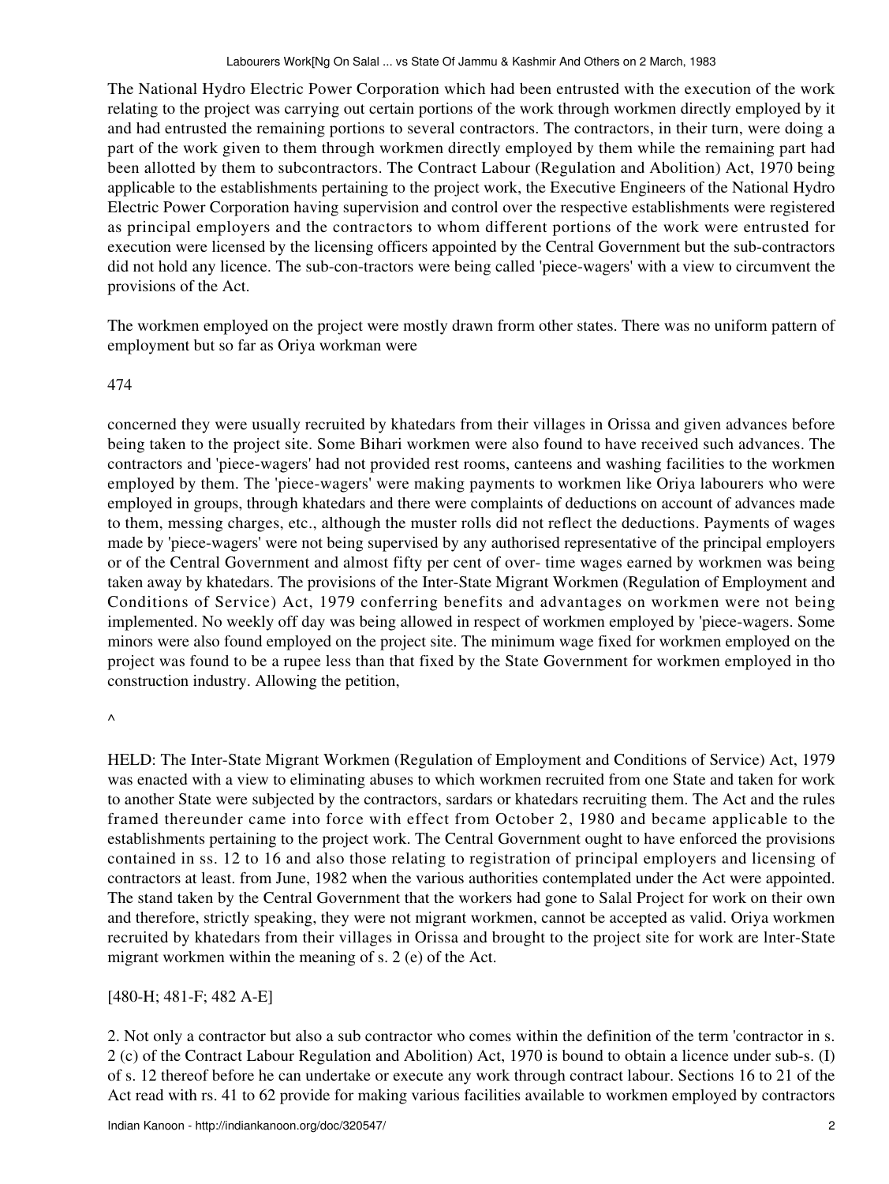The National Hydro Electric Power Corporation which had been entrusted with the execution of the work relating to the project was carrying out certain portions of the work through workmen directly employed by it and had entrusted the remaining portions to several contractors. The contractors, in their turn, were doing a part of the work given to them through workmen directly employed by them while the remaining part had been allotted by them to subcontractors. The Contract Labour (Regulation and Abolition) Act, 1970 being applicable to the establishments pertaining to the project work, the Executive Engineers of the National Hydro Electric Power Corporation having supervision and control over the respective establishments were registered as principal employers and the contractors to whom different portions of the work were entrusted for execution were licensed by the licensing officers appointed by the Central Government but the sub-contractors did not hold any licence. The sub-con-tractors were being called 'piece-wagers' with a view to circumvent the provisions of the Act.

The workmen employed on the project were mostly drawn frorm other states. There was no uniform pattern of employment but so far as Oriya workman were

474

concerned they were usually recruited by khatedars from their villages in Orissa and given advances before being taken to the project site. Some Bihari workmen were also found to have received such advances. The contractors and 'piece-wagers' had not provided rest rooms, canteens and washing facilities to the workmen employed by them. The 'piece-wagers' were making payments to workmen like Oriya labourers who were employed in groups, through khatedars and there were complaints of deductions on account of advances made to them, messing charges, etc., although the muster rolls did not reflect the deductions. Payments of wages made by 'piece-wagers' were not being supervised by any authorised representative of the principal employers or of the Central Government and almost fifty per cent of over- time wages earned by workmen was being taken away by khatedars. The provisions of the Inter-State Migrant Workmen (Regulation of Employment and Conditions of Service) Act, 1979 conferring benefits and advantages on workmen were not being implemented. No weekly off day was being allowed in respect of workmen employed by 'piece-wagers. Some minors were also found employed on the project site. The minimum wage fixed for workmen employed on the project was found to be a rupee less than that fixed by the State Government for workmen employed in tho construction industry. Allowing the petition,

^

HELD: The Inter-State Migrant Workmen (Regulation of Employment and Conditions of Service) Act, 1979 was enacted with a view to eliminating abuses to which workmen recruited from one State and taken for work to another State were subjected by the contractors, sardars or khatedars recruiting them. The Act and the rules framed thereunder came into force with effect from October 2, 1980 and became applicable to the establishments pertaining to the project work. The Central Government ought to have enforced the provisions contained in ss. 12 to 16 and also those relating to registration of principal employers and licensing of contractors at least. from June, 1982 when the various authorities contemplated under the Act were appointed. The stand taken by the Central Government that the workers had gone to Salal Project for work on their own and therefore, strictly speaking, they were not migrant workmen, cannot be accepted as valid. Oriya workmen recruited by khatedars from their villages in Orissa and brought to the project site for work are lnter-State migrant workmen within the meaning of s. 2 (e) of the Act.

[480-H; 481-F; 482 A-E]

2. Not only a contractor but also a sub contractor who comes within the definition of the term 'contractor in s. 2 (c) of the Contract Labour Regulation and Abolition) Act, 1970 is bound to obtain a licence under sub-s. (I) of s. 12 thereof before he can undertake or execute any work through contract labour. Sections 16 to 21 of the Act read with rs. 41 to 62 provide for making various facilities available to workmen employed by contractors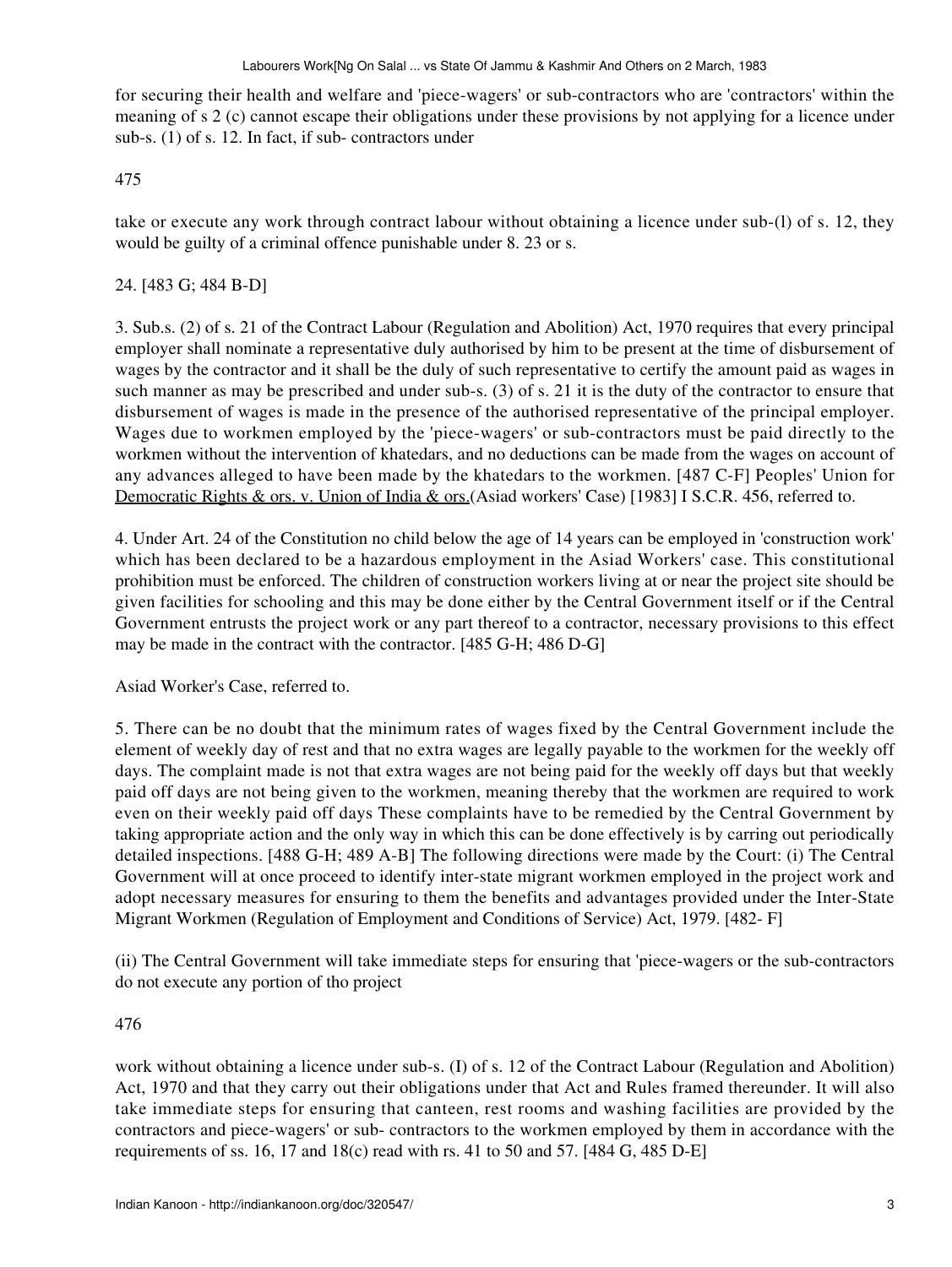for securing their health and welfare and 'piece-wagers' or sub-contractors who are 'contractors' within the meaning of s 2 (c) cannot escape their obligations under these provisions by not applying for a licence under sub-s. (1) of s. 12. In fact, if sub- contractors under

475

take or execute any work through contract labour without obtaining a licence under sub-(l) of s. 12, they would be guilty of a criminal offence punishable under 8. 23 or s.

24. [483 G; 484 B-D]

3. Sub.s. (2) of s. 21 of the Contract Labour (Regulation and Abolition) Act, 1970 requires that every principal employer shall nominate a representative duly authorised by him to be present at the time of disbursement of wages by the contractor and it shall be the duly of such representative to certify the amount paid as wages in such manner as may be prescribed and under sub-s. (3) of s. 21 it is the duty of the contractor to ensure that disbursement of wages is made in the presence of the authorised representative of the principal employer. Wages due to workmen employed by the 'piece-wagers' or sub-contractors must be paid directly to the workmen without the intervention of khatedars, and no deductions can be made from the wages on account of any advances alleged to have been made by the khatedars to the workmen. [487 C-F] Peoples' Union for Democratic Rights & ors. v. Union of India & ors.(Asiad workers' Case) [1983] I S.C.R. 456, referred to.

4. Under Art. 24 of the Constitution no child below the age of 14 years can be employed in 'construction work' which has been declared to be a hazardous employment in the Asiad Workers' case. This constitutional prohibition must be enforced. The children of construction workers living at or near the project site should be given facilities for schooling and this may be done either by the Central Government itself or if the Central Government entrusts the project work or any part thereof to a contractor, necessary provisions to this effect may be made in the contract with the contractor. [485 G-H; 486 D-G]

Asiad Worker's Case, referred to.

5. There can be no doubt that the minimum rates of wages fixed by the Central Government include the element of weekly day of rest and that no extra wages are legally payable to the workmen for the weekly off days. The complaint made is not that extra wages are not being paid for the weekly off days but that weekly paid off days are not being given to the workmen, meaning thereby that the workmen are required to work even on their weekly paid off days These complaints have to be remedied by the Central Government by taking appropriate action and the only way in which this can be done effectively is by carring out periodically detailed inspections. [488 G-H; 489 A-B] The following directions were made by the Court: (i) The Central Government will at once proceed to identify inter-state migrant workmen employed in the project work and adopt necessary measures for ensuring to them the benefits and advantages provided under the Inter-State Migrant Workmen (Regulation of Employment and Conditions of Service) Act, 1979. [482- F]

(ii) The Central Government will take immediate steps for ensuring that 'piece-wagers or the sub-contractors do not execute any portion of tho project

476

work without obtaining a licence under sub-s. (I) of s. 12 of the Contract Labour (Regulation and Abolition) Act, 1970 and that they carry out their obligations under that Act and Rules framed thereunder. It will also take immediate steps for ensuring that canteen, rest rooms and washing facilities are provided by the contractors and piece-wagers' or sub- contractors to the workmen employed by them in accordance with the requirements of ss. 16, 17 and 18(c) read with rs. 41 to 50 and 57. [484 G, 485 D-E]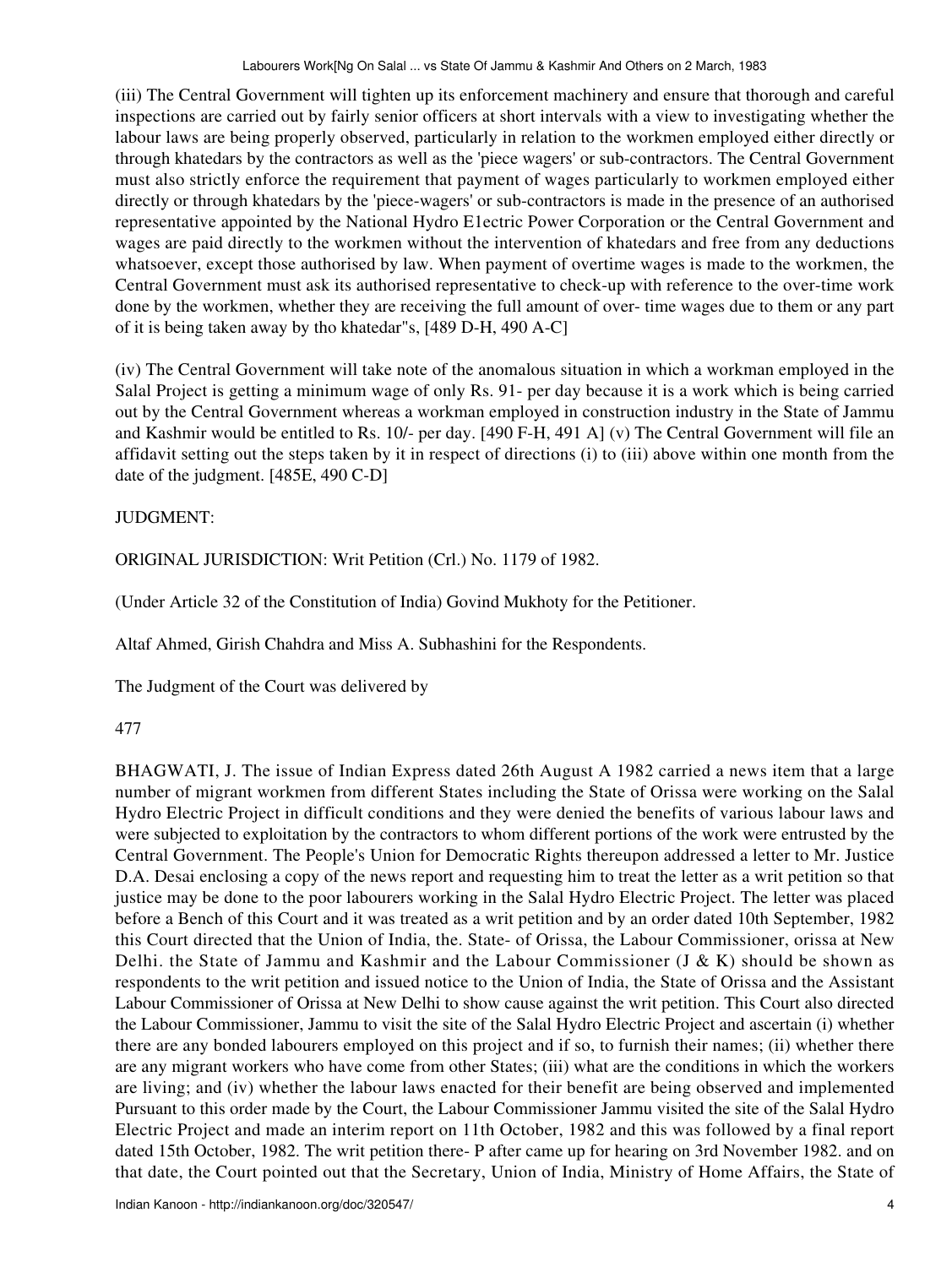(iii) The Central Government will tighten up its enforcement machinery and ensure that thorough and careful inspections are carried out by fairly senior officers at short intervals with a view to investigating whether the labour laws are being properly observed, particularly in relation to the workmen employed either directly or through khatedars by the contractors as well as the 'piece wagers' or sub-contractors. The Central Government must also strictly enforce the requirement that payment of wages particularly to workmen employed either directly or through khatedars by the 'piece-wagers' or sub-contractors is made in the presence of an authorised representative appointed by the National Hydro E1ectric Power Corporation or the Central Government and wages are paid directly to the workmen without the intervention of khatedars and free from any deductions whatsoever, except those authorised by law. When payment of overtime wages is made to the workmen, the Central Government must ask its authorised representative to check-up with reference to the over-time work done by the workmen, whether they are receiving the full amount of over- time wages due to them or any part of it is being taken away by tho khatedar"s, [489 D-H, 490 A-C]

(iv) The Central Government will take note of the anomalous situation in which a workman employed in the Salal Project is getting a minimum wage of only Rs. 91- per day because it is a work which is being carried out by the Central Government whereas a workman employed in construction industry in the State of Jammu and Kashmir would be entitled to Rs. 10/- per day. [490 F-H, 491 A] (v) The Central Government will file an affidavit setting out the steps taken by it in respect of directions (i) to (iii) above within one month from the date of the judgment. [485E, 490 C-D]

JUDGMENT:

ORIGINAL JURISDICTION: Writ Petition (Crl.) No. 1179 of 1982.

(Under Article 32 of the Constitution of India) Govind Mukhoty for the Petitioner.

Altaf Ahmed, Girish Chahdra and Miss A. Subhashini for the Respondents.

The Judgment of the Court was delivered by

477

BHAGWATI, J. The issue of Indian Express dated 26th August A 1982 carried a news item that a large number of migrant workmen from different States including the State of Orissa were working on the Salal Hydro Electric Project in difficult conditions and they were denied the benefits of various labour laws and were subjected to exploitation by the contractors to whom different portions of the work were entrusted by the Central Government. The People's Union for Democratic Rights thereupon addressed a letter to Mr. Justice D.A. Desai enclosing a copy of the news report and requesting him to treat the letter as a writ petition so that justice may be done to the poor labourers working in the Salal Hydro Electric Project. The letter was placed before a Bench of this Court and it was treated as a writ petition and by an order dated 10th September, 1982 this Court directed that the Union of India, the. State- of Orissa, the Labour Commissioner, orissa at New Delhi. the State of Jammu and Kashmir and the Labour Commissioner (J & K) should be shown as respondents to the writ petition and issued notice to the Union of India, the State of Orissa and the Assistant Labour Commissioner of Orissa at New Delhi to show cause against the writ petition. This Court also directed the Labour Commissioner, Jammu to visit the site of the Salal Hydro Electric Project and ascertain (i) whether there are any bonded labourers employed on this project and if so, to furnish their names; (ii) whether there are any migrant workers who have come from other States; (iii) what are the conditions in which the workers are living; and (iv) whether the labour laws enacted for their benefit are being observed and implemented Pursuant to this order made by the Court, the Labour Commissioner Jammu visited the site of the Salal Hydro Electric Project and made an interim report on 11th October, 1982 and this was followed by a final report dated 15th October, 1982. The writ petition there- P after came up for hearing on 3rd November 1982. and on that date, the Court pointed out that the Secretary, Union of India, Ministry of Home Affairs, the State of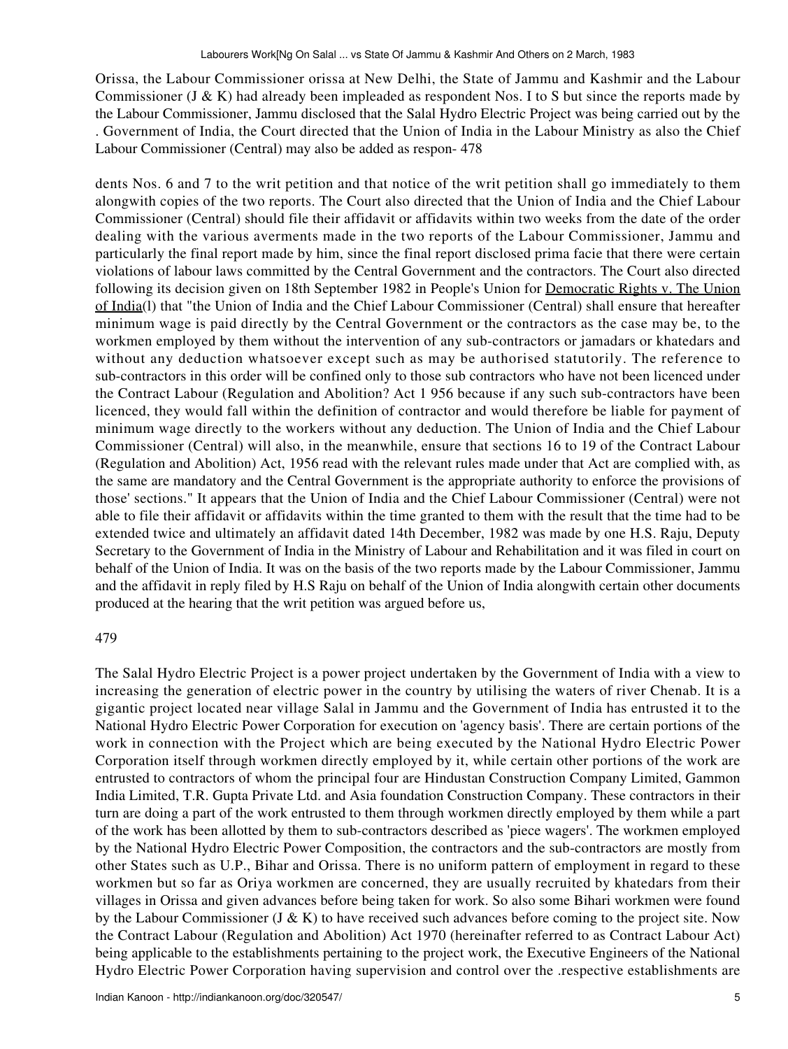Orissa, the Labour Commissioner orissa at New Delhi, the State of Jammu and Kashmir and the Labour Commissioner (J & K) had already been impleaded as respondent Nos. I to S but since the reports made by the Labour Commissioner, Jammu disclosed that the Salal Hydro Electric Project was being carried out by the . Government of India, the Court directed that the Union of India in the Labour Ministry as also the Chief Labour Commissioner (Central) may also be added as respon- 478

dents Nos. 6 and 7 to the writ petition and that notice of the writ petition shall go immediately to them alongwith copies of the two reports. The Court also directed that the Union of India and the Chief Labour Commissioner (Central) should file their affidavit or affidavits within two weeks from the date of the order dealing with the various averments made in the two reports of the Labour Commissioner, Jammu and particularly the final report made by him, since the final report disclosed prima facie that there were certain violations of labour laws committed by the Central Government and the contractors. The Court also directed following its decision given on 18th September 1982 in People's Union for Democratic Rights v. The Union of India(l) that "the Union of India and the Chief Labour Commissioner (Central) shall ensure that hereafter minimum wage is paid directly by the Central Government or the contractors as the case may be, to the workmen employed by them without the intervention of any sub-contractors or jamadars or khatedars and without any deduction whatsoever except such as may be authorised statutorily. The reference to sub-contractors in this order will be confined only to those sub contractors who have not been licenced under the Contract Labour (Regulation and Abolition? Act 1 956 because if any such sub-contractors have been licenced, they would fall within the definition of contractor and would therefore be liable for payment of minimum wage directly to the workers without any deduction. The Union of India and the Chief Labour Commissioner (Central) will also, in the meanwhile, ensure that sections 16 to 19 of the Contract Labour (Regulation and Abolition) Act, 1956 read with the relevant rules made under that Act are complied with, as the same are mandatory and the Central Government is the appropriate authority to enforce the provisions of those' sections." It appears that the Union of India and the Chief Labour Commissioner (Central) were not able to file their affidavit or affidavits within the time granted to them with the result that the time had to be extended twice and ultimately an affidavit dated 14th December, 1982 was made by one H.S. Raju, Deputy Secretary to the Government of India in the Ministry of Labour and Rehabilitation and it was filed in court on behalf of the Union of India. It was on the basis of the two reports made by the Labour Commissioner, Jammu and the affidavit in reply filed by H.S Raju on behalf of the Union of India alongwith certain other documents produced at the hearing that the writ petition was argued before us,

479

The Salal Hydro Electric Project is a power project undertaken by the Government of India with a view to increasing the generation of electric power in the country by utilising the waters of river Chenab. It is a gigantic project located near village Salal in Jammu and the Government of India has entrusted it to the National Hydro Electric Power Corporation for execution on 'agency basis'. There are certain portions of the work in connection with the Project which are being executed by the National Hydro Electric Power Corporation itself through workmen directly employed by it, while certain other portions of the work are entrusted to contractors of whom the principal four are Hindustan Construction Company Limited, Gammon India Limited, T.R. Gupta Private Ltd. and Asia foundation Construction Company. These contractors in their turn are doing a part of the work entrusted to them through workmen directly employed by them while a part of the work has been allotted by them to sub-contractors described as 'piece wagers'. The workmen employed by the National Hydro Electric Power Composition, the contractors and the sub-contractors are mostly from other States such as U.P., Bihar and Orissa. There is no uniform pattern of employment in regard to these workmen but so far as Oriya workmen are concerned, they are usually recruited by khatedars from their villages in Orissa and given advances before being taken for work. So also some Bihari workmen were found by the Labour Commissioner (J & K) to have received such advances before coming to the project site. Now the Contract Labour (Regulation and Abolition) Act 1970 (hereinafter referred to as Contract Labour Act) being applicable to the establishments pertaining to the project work, the Executive Engineers of the National Hydro Electric Power Corporation having supervision and control over the .respective establishments are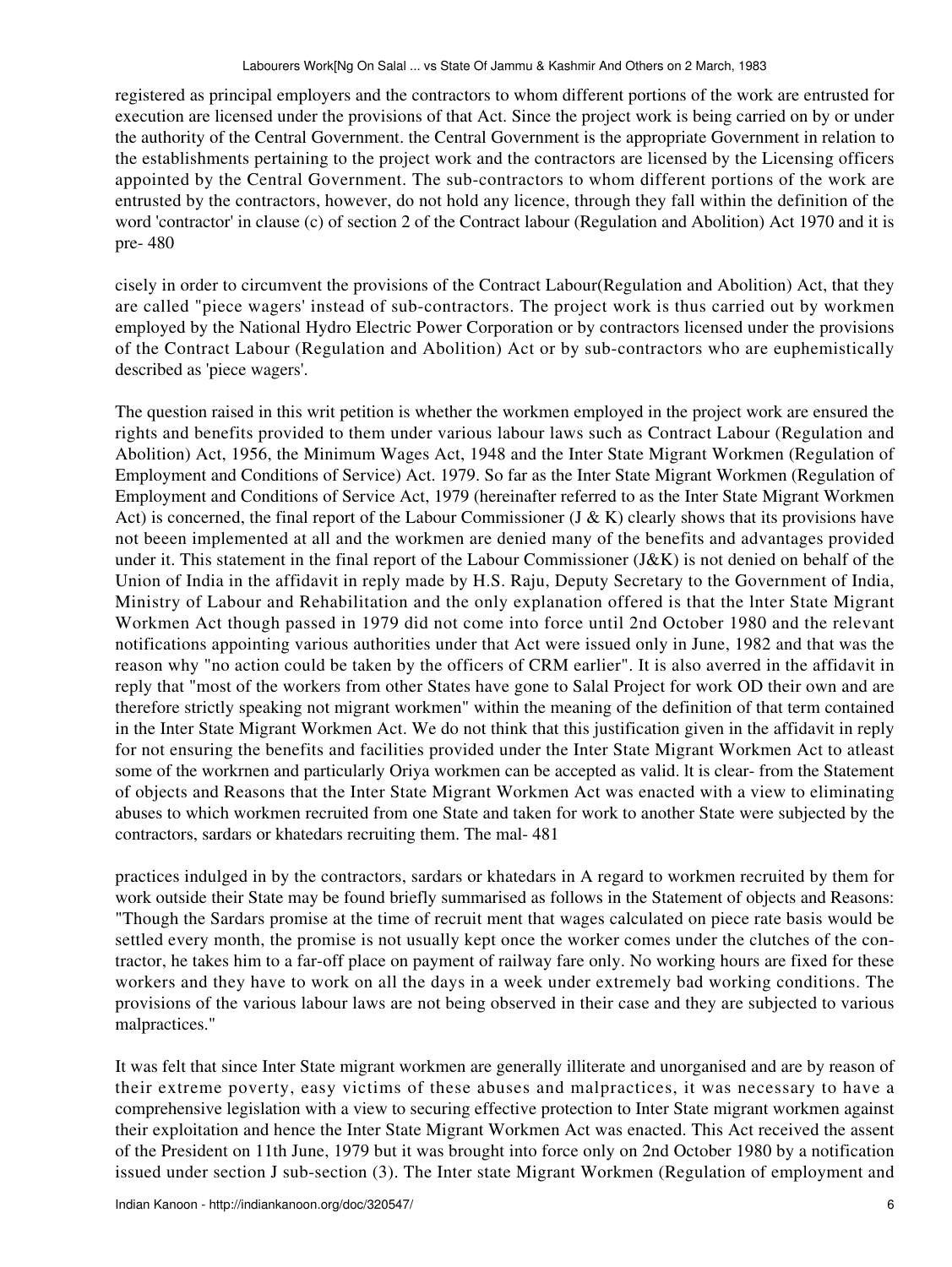registered as principal employers and the contractors to whom different portions of the work are entrusted for execution are licensed under the provisions of that Act. Since the project work is being carried on by or under the authority of the Central Government. the Central Government is the appropriate Government in relation to the establishments pertaining to the project work and the contractors are licensed by the Licensing officers appointed by the Central Government. The sub-contractors to whom different portions of the work are entrusted by the contractors, however, do not hold any licence, through they fall within the definition of the word 'contractor' in clause (c) of section 2 of the Contract labour (Regulation and Abolition) Act 1970 and it is pre- 480

cisely in order to circumvent the provisions of the Contract Labour(Regulation and Abolition) Act, that they are called "piece wagers' instead of sub-contractors. The project work is thus carried out by workmen employed by the National Hydro Electric Power Corporation or by contractors licensed under the provisions of the Contract Labour (Regulation and Abolition) Act or by sub-contractors who are euphemistically described as 'piece wagers'.

The question raised in this writ petition is whether the workmen employed in the project work are ensured the rights and benefits provided to them under various labour laws such as Contract Labour (Regulation and Abolition) Act, 1956, the Minimum Wages Act, 1948 and the Inter State Migrant Workmen (Regulation of Employment and Conditions of Service) Act. 1979. So far as the Inter State Migrant Workmen (Regulation of Employment and Conditions of Service Act, 1979 (hereinafter referred to as the Inter State Migrant Workmen Act) is concerned, the final report of the Labour Commissioner (J & K) clearly shows that its provisions have not beeen implemented at all and the workmen are denied many of the benefits and advantages provided under it. This statement in the final report of the Labour Commissioner (J&K) is not denied on behalf of the Union of India in the affidavit in reply made by H.S. Raju, Deputy Secretary to the Government of India, Ministry of Labour and Rehabilitation and the only explanation offered is that the lnter State Migrant Workmen Act though passed in 1979 did not come into force until 2nd October 1980 and the relevant notifications appointing various authorities under that Act were issued only in June, 1982 and that was the reason why "no action could be taken by the officers of CRM earlier". It is also averred in the affidavit in reply that "most of the workers from other States have gone to Salal Project for work OD their own and are therefore strictly speaking not migrant workmen" within the meaning of the definition of that term contained in the Inter State Migrant Workmen Act. We do not think that this justification given in the affidavit in reply for not ensuring the benefits and facilities provided under the Inter State Migrant Workmen Act to atleast some of the workrnen and particularly Oriya workmen can be accepted as valid. lt is clear- from the Statement of objects and Reasons that the Inter State Migrant Workmen Act was enacted with a view to eliminating abuses to which workmen recruited from one State and taken for work to another State were subjected by the contractors, sardars or khatedars recruiting them. The mal- 481

practices indulged in by the contractors, sardars or khatedars in A regard to workmen recruited by them for work outside their State may be found briefly summarised as follows in the Statement of objects and Reasons: "Though the Sardars promise at the time of recruit ment that wages calculated on piece rate basis would be settled every month, the promise is not usually kept once the worker comes under the clutches of the con- tractor, he takes him to a far-off place on payment of railway fare only. No working hours are fixed for these workers and they have to work on all the days in a week under extremely bad working conditions. The provisions of the various labour laws are not being observed in their case and they are subjected to various malpractices."

It was felt that since Inter State migrant workmen are generally illiterate and unorganised and are by reason of their extreme poverty, easy victims of these abuses and malpractices, it was necessary to have a comprehensive legislation with a view to securing effective protection to Inter State migrant workmen against their exploitation and hence the Inter State Migrant Workmen Act was enacted. This Act received the assent of the President on 11th June, 1979 but it was brought into force only on 2nd October 1980 by a notification issued under section J sub-section (3). The Inter state Migrant Workmen (Regulation of employment and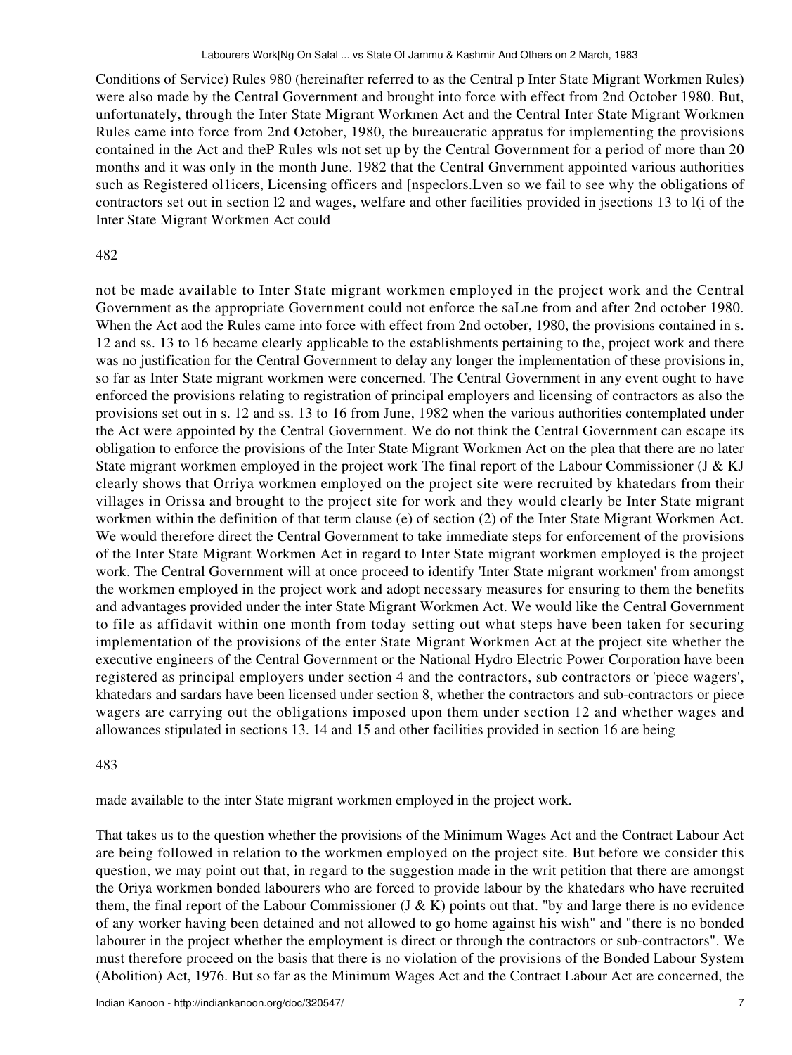Conditions of Service) Rules 980 (hereinafter referred to as the Central p Inter State Migrant Workmen Rules) were also made by the Central Government and brought into force with effect from 2nd October 1980. But, unfortunately, through the Inter State Migrant Workmen Act and the Central Inter State Migrant Workmen Rules came into force from 2nd October, 1980, the bureaucratic appratus for implementing the provisions contained in the Act and theP Rules wls not set up by the Central Government for a period of more than 20 months and it was only in the month June. 1982 that the Central Gnvernment appointed various authorities such as Registered ol1icers, Licensing officers and [nspeclors.Lven so we fail to see why the obligations of contractors set out in section l2 and wages, welfare and other facilities provided in jsections 13 to l(i of the Inter State Migrant Workmen Act could

482

not be made available to Inter State migrant workmen employed in the project work and the Central Government as the appropriate Government could not enforce the saLne from and after 2nd october 1980. When the Act aod the Rules came into force with effect from 2nd october, 1980, the provisions contained in s. 12 and ss. 13 to 16 became clearly applicable to the establishments pertaining to the, project work and there was no justification for the Central Government to delay any longer the implementation of these provisions in, so far as Inter State migrant workmen were concerned. The Central Government in any event ought to have enforced the provisions relating to registration of principal employers and licensing of contractors as also the provisions set out in s. 12 and ss. 13 to 16 from June, 1982 when the various authorities contemplated under the Act were appointed by the Central Government. We do not think the Central Government can escape its obligation to enforce the provisions of the Inter State Migrant Workmen Act on the plea that there are no later State migrant workmen employed in the project work The final report of the Labour Commissioner (J & KJ clearly shows that Orriya workmen employed on the project site were recruited by khatedars from their villages in Orissa and brought to the project site for work and they would clearly be Inter State migrant workmen within the definition of that term clause (e) of section (2) of the Inter State Migrant Workmen Act. We would therefore direct the Central Government to take immediate steps for enforcement of the provisions of the Inter State Migrant Workmen Act in regard to Inter State migrant workmen employed is the project work. The Central Government will at once proceed to identify 'Inter State migrant workmen' from amongst the workmen employed in the project work and adopt necessary measures for ensuring to them the benefits and advantages provided under the inter State Migrant Workmen Act. We would like the Central Government to file as affidavit within one month from today setting out what steps have been taken for securing implementation of the provisions of the enter State Migrant Workmen Act at the project site whether the executive engineers of the Central Government or the National Hydro Electric Power Corporation have been registered as principal employers under section 4 and the contractors, sub contractors or 'piece wagers', khatedars and sardars have been licensed under section 8, whether the contractors and sub-contractors or piece wagers are carrying out the obligations imposed upon them under section 12 and whether wages and allowances stipulated in sections 13. 14 and 15 and other facilities provided in section 16 are being

483

made available to the inter State migrant workmen employed in the project work.

That takes us to the question whether the provisions of the Minimum Wages Act and the Contract Labour Act are being followed in relation to the workmen employed on the project site. But before we consider this question, we may point out that, in regard to the suggestion made in the writ petition that there are amongst the Oriya workmen bonded labourers who are forced to provide labour by the khatedars who have recruited them, the final report of the Labour Commissioner (J & K) points out that. "by and large there is no evidence of any worker having been detained and not allowed to go home against his wish" and "there is no bonded labourer in the project whether the employment is direct or through the contractors or sub-contractors". We must therefore proceed on the basis that there is no violation of the provisions of the Bonded Labour System (Abolition) Act, 1976. But so far as the Minimum Wages Act and the Contract Labour Act are concerned, the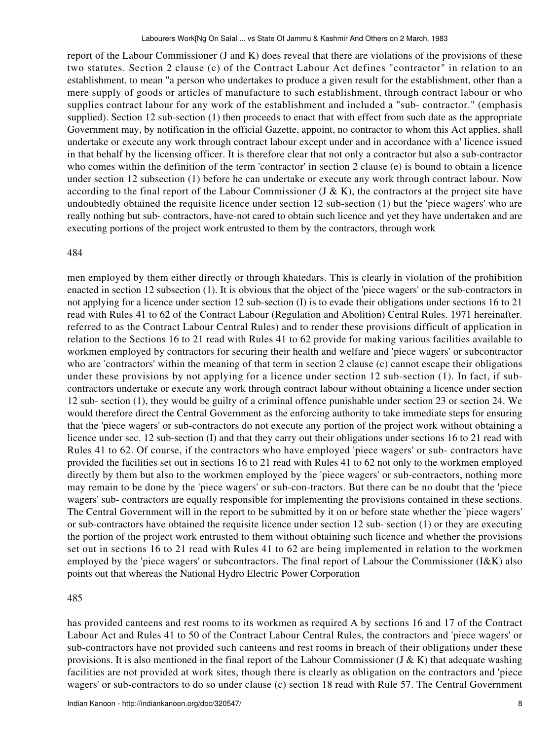report of the Labour Commissioner (J and K) does reveal that there are violations of the provisions of these two statutes. Section 2 clause (c) of the Contract Labour Act defines "contractor" in relation to an establishment, to mean "a person who undertakes to produce a given result for the establishment, other than a mere supply of goods or articles of manufacture to such establishment, through contract labour or who supplies contract labour for any work of the establishment and included a "sub- contractor." (emphasis supplied). Section 12 sub-section (1) then proceeds to enact that with effect from such date as the appropriate Government may, by notification in the official Gazette, appoint, no contractor to whom this Act applies, shall undertake or execute any work through contract labour except under and in accordance with a' licence issued in that behalf by the licensing officer. It is therefore clear that not only a contractor but also a sub-contractor who comes within the definition of the term 'contractor' in section 2 clause (e) is bound to obtain a licence under section 12 subsection (1) before he can undertake or execute any work through contract labour. Now according to the final report of the Labour Commissioner (J & K), the contractors at the project site have undoubtedly obtained the requisite licence under section 12 sub-section (1) but the 'piece wagers' who are really nothing but sub- contractors, have-not cared to obtain such licence and yet they have undertaken and are executing portions of the project work entrusted to them by the contractors, through work

484

men employed by them either directly or through khatedars. This is clearly in violation of the prohibition enacted in section 12 subsection (1). It is obvious that the object of the 'piece wagers' or the sub-contractors in not applying for a licence under section 12 sub-section (I) is to evade their obligations under sections 16 to 21 read with Rules 41 to 62 of the Contract Labour (Regulation and Abolition) Central Rules. 1971 hereinafter. referred to as the Contract Labour Central Rules) and to render these provisions difficult of application in relation to the Sections 16 to 21 read with Rules 41 to 62 provide for making various facilities available to workmen employed by contractors for securing their health and welfare and 'piece wagers' or subcontractor who are 'contractors' within the meaning of that term in section 2 clause (c) cannot escape their obligations under these provisions by not applying for a licence under section 12 sub-section (1). In fact, if sub-contractors undertake or execute any work through contract labour without obtaining a licence under section 12 sub- section (1), they would be guilty of a criminal offence punishable under section 23 or section 24. We would therefore direct the Central Government as the enforcing authority to take immediate steps for ensuring that the 'piece wagers' or sub-contractors do not execute any portion of the project work without obtaining a licence under sec. 12 sub-section (I) and that they carry out their obligations under sections 16 to 21 read with Rules 41 to 62. Of course, if the contractors who have employed 'piece wagers' or sub- contractors have provided the facilities set out in sections 16 to 21 read with Rules 41 to 62 not only to the workmen employed directly by them but also to the workmen employed by the 'piece wagers' or sub-contractors, nothing more may remain to be done by the 'piece wagers' or sub-con-tractors. But there can be no doubt that the 'piece wagers' sub- contractors are equally responsible for implementing the provisions contained in these sections. The Central Government will in the report to be submitted by it on or before state whether the 'piece wagers' or sub-contractors have obtained the requisite licence under section 12 sub- section (1) or they are executing the portion of the project work entrusted to them without obtaining such licence and whether the provisions set out in sections 16 to 21 read with Rules 41 to 62 are being implemented in relation to the workmen employed by the 'piece wagers' or subcontractors. The final report of Labour the Commissioner (I&K) also points out that whereas the National Hydro Electric Power Corporation

485

has provided canteens and rest rooms to its workmen as required A by sections 16 and 17 of the Contract Labour Act and Rules 41 to 50 of the Contract Labour Central Rules, the contractors and 'piece wagers' or sub-contractors have not provided such canteens and rest rooms in breach of their obligations under these provisions. It is also mentioned in the final report of the Labour Commissioner (J & K) that adequate washing facilities are not provided at work sites, though there is clearly as obligation on the contractors and 'piece wagers' or sub-contractors to do so under clause (c) section 18 read with Rule 57. The Central Government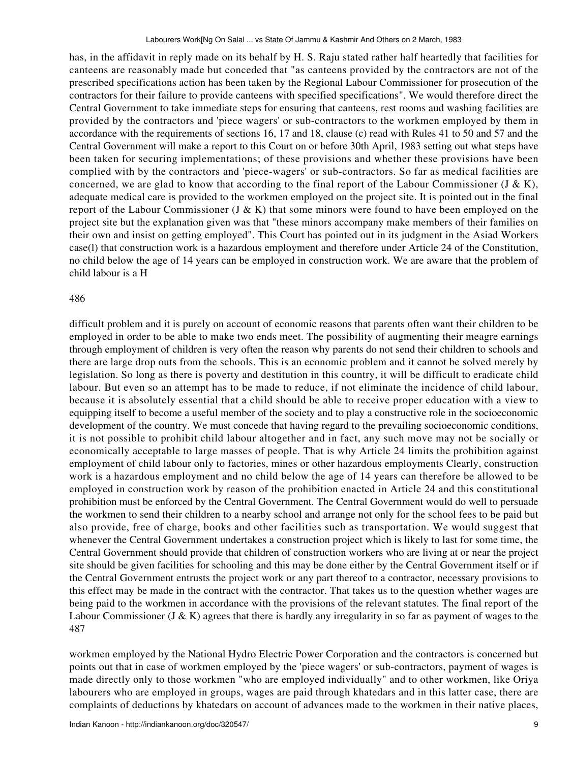has, in the affidavit in reply made on its behalf by H. S. Raju stated rather half heartedly that facilities for canteens are reasonably made but conceded that "as canteens provided by the contractors are not of the prescribed specifications action has been taken by the Regional Labour Commissioner for prosecution of the contractors for their failure to provide canteens with specified specifications". We would therefore direct the Central Government to take immediate steps for ensuring that canteens, rest rooms aud washing facilities are provided by the contractors and 'piece wagers' or sub-contractors to the workmen employed by them in accordance with the requirements of sections 16, 17 and 18, clause (c) read with Rules 41 to 50 and 57 and the Central Government will make a report to this Court on or before 30th April, 1983 setting out what steps have been taken for securing implementations; of these provisions and whether these provisions have been complied with by the contractors and 'piece-wagers' or sub-contractors. So far as medical facilities are concerned, we are glad to know that according to the final report of the Labour Commissioner (J & K), adequate medical care is provided to the workmen employed on the project site. It is pointed out in the final report of the Labour Commissioner (J & K) that some minors were found to have been employed on the project site but the explanation given was that "these minors accompany make members of their families on their own and insist on getting employed". This Court has pointed out in its judgment in the Asiad Workers case(l) that construction work is a hazardous employment and therefore under Article 24 of the Constitution, no child below the age of 14 years can be employed in construction work. We are aware that the problem of child labour is a H

486

difficult problem and it is purely on account of economic reasons that parents often want their children to be employed in order to be able to make two ends meet. The possibility of augmenting their meagre earnings through employment of children is very often the reason why parents do not send their children to schools and there are large drop outs from the schools. This is an economic problem and it cannot be solved merely by legislation. So long as there is poverty and destitution in this country, it will be difficult to eradicate child labour. But even so an attempt has to be made to reduce, if not eliminate the incidence of child labour, because it is absolutely essential that a child should be able to receive proper education with a view to equipping itself to become a useful member of the society and to play a constructive role in the socioeconomic development of the country. We must concede that having regard to the prevailing socioeconomic conditions, it is not possible to prohibit child labour altogether and in fact, any such move may not be socially or economically acceptable to large masses of people. That is why Article 24 limits the prohibition against employment of child labour only to factories, mines or other hazardous employments Clearly, construction work is a hazardous employment and no child below the age of 14 years can therefore be allowed to be employed in construction work by reason of the prohibition enacted in Article 24 and this constitutional prohibition must be enforced by the Central Government. The Central Government would do well to persuade the workmen to send their children to a nearby school and arrange not only for the school fees to be paid but also provide, free of charge, books and other facilities such as transportation. We would suggest that whenever the Central Government undertakes a construction project which is likely to last for some time, the Central Government should provide that children of construction workers who are living at or near the project site should be given facilities for schooling and this may be done either by the Central Government itself or if the Central Government entrusts the project work or any part thereof to a contractor, necessary provisions to this effect may be made in the contract with the contractor. That takes us to the question whether wages are being paid to the workmen in accordance with the provisions of the relevant statutes. The final report of the Labour Commissioner (J & K) agrees that there is hardly any irregularity in so far as payment of wages to the
487

workmen employed by the National Hydro Electric Power Corporation and the contractors is concerned but points out that in case of workmen employed by the 'piece wagers' or sub-contractors, payment of wages is made directly only to those workmen "who are employed individually" and to other workmen, like Oriya labourers who are employed in groups, wages are paid through khatedars and in this latter case, there are complaints of deductions by khatedars on account of advances made to the workmen in their native places,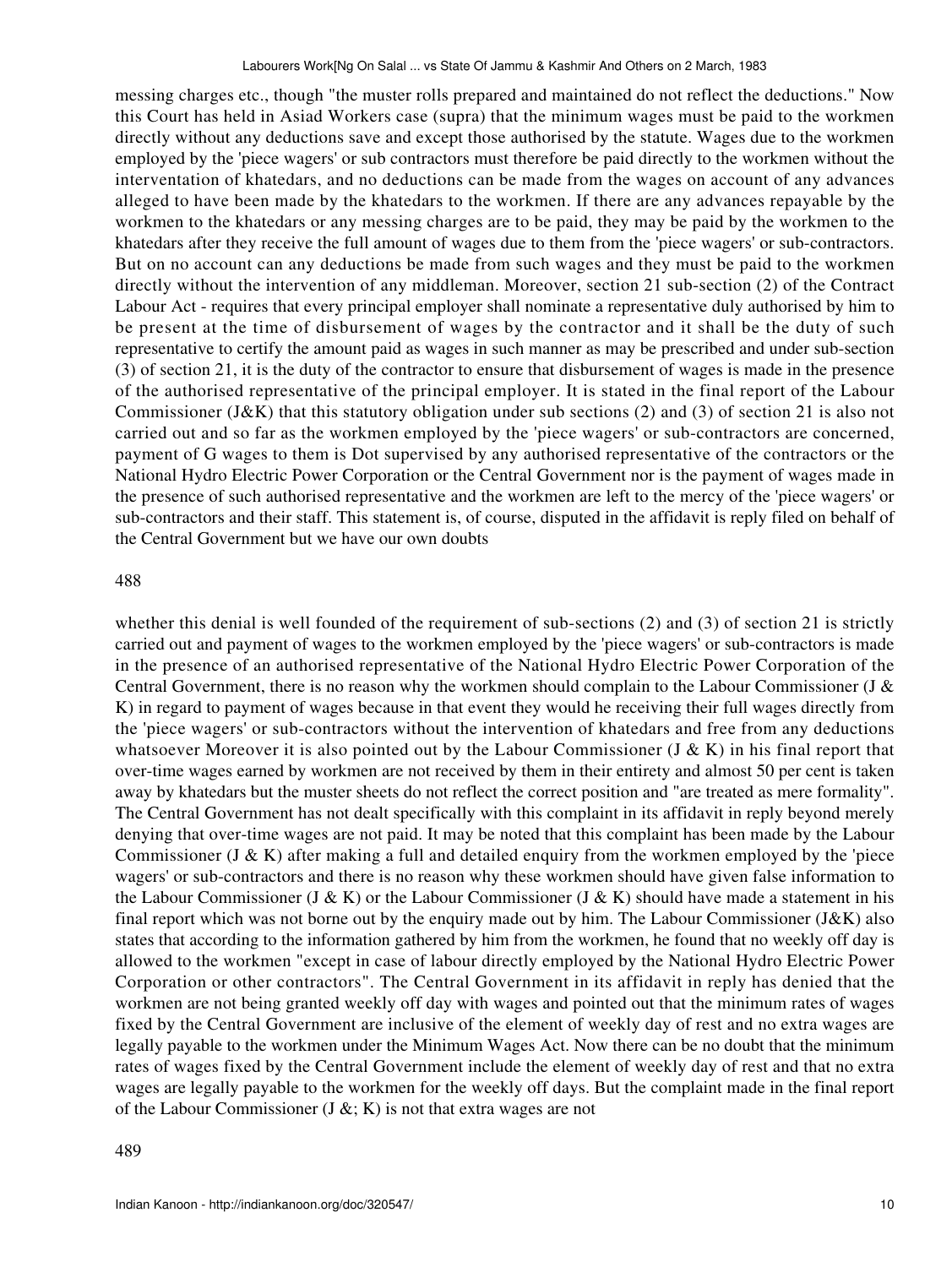messing charges etc., though "the muster rolls prepared and maintained do not reflect the deductions." Now this Court has held in Asiad Workers case (supra) that the minimum wages must be paid to the workmen directly without any deductions save and except those authorised by the statute. Wages due to the workmen employed by the 'piece wagers' or sub contractors must therefore be paid directly to the workmen without the interventation of khatedars, and no deductions can be made from the wages on account of any advances alleged to have been made by the khatedars to the workmen. If there are any advances repayable by the workmen to the khatedars or any messing charges are to be paid, they may be paid by the workmen to the khatedars after they receive the full amount of wages due to them from the 'piece wagers' or sub-contractors. But on no account can any deductions be made from such wages and they must be paid to the workmen directly without the intervention of any middleman. Moreover, section 21 sub-section (2) of the Contract Labour Act - requires that every principal employer shall nominate a representative duly authorised by him to be present at the time of disbursement of wages by the contractor and it shall be the duty of such representative to certify the amount paid as wages in such manner as may be prescribed and under sub-section (3) of section 21, it is the duty of the contractor to ensure that disbursement of wages is made in the presence of the authorised representative of the principal employer. It is stated in the final report of the Labour Commissioner (J&K) that this statutory obligation under sub sections (2) and (3) of section 21 is also not carried out and so far as the workmen employed by the 'piece wagers' or sub-contractors are concerned, payment of G wages to them is Dot supervised by any authorised representative of the contractors or the National Hydro Electric Power Corporation or the Central Government nor is the payment of wages made in the presence of such authorised representative and the workmen are left to the mercy of the 'piece wagers' or sub-contractors and their staff. This statement is, of course, disputed in the affidavit is reply filed on behalf of the Central Government but we have our own doubts

488

whether this denial is well founded of the requirement of sub-sections (2) and (3) of section 21 is strictly carried out and payment of wages to the workmen employed by the 'piece wagers' or sub-contractors is made in the presence of an authorised representative of the National Hydro Electric Power Corporation of the Central Government, there is no reason why the workmen should complain to the Labour Commissioner (J & K) in regard to payment of wages because in that event they would he receiving their full wages directly from the 'piece wagers' or sub-contractors without the intervention of khatedars and free from any deductions whatsoever Moreover it is also pointed out by the Labour Commissioner (J & K) in his final report that over-time wages earned by workmen are not received by them in their entirety and almost 50 per cent is taken away by khatedars but the muster sheets do not reflect the correct position and "are treated as mere formality". The Central Government has not dealt specifically with this complaint in its affidavit in reply beyond merely denying that over-time wages are not paid. It may be noted that this complaint has been made by the Labour Commissioner (J & K) after making a full and detailed enquiry from the workmen employed by the 'piece wagers' or sub-contractors and there is no reason why these workmen should have given false information to the Labour Commissioner (J & K) or the Labour Commissioner (J & K) should have made a statement in his final report which was not borne out by the enquiry made out by him. The Labour Commissioner (J&K) also states that according to the information gathered by him from the workmen, he found that no weekly off day is allowed to the workmen "except in case of labour directly employed by the National Hydro Electric Power Corporation or other contractors". The Central Government in its affidavit in reply has denied that the workmen are not being granted weekly off day with wages and pointed out that the minimum rates of wages fixed by the Central Government are inclusive of the element of weekly day of rest and no extra wages are legally payable to the workmen under the Minimum Wages Act. Now there can be no doubt that the minimum rates of wages fixed by the Central Government include the element of weekly day of rest and that no extra wages are legally payable to the workmen for the weekly off days. But the complaint made in the final report of the Labour Commissioner (J &; K) is not that extra wages are not

489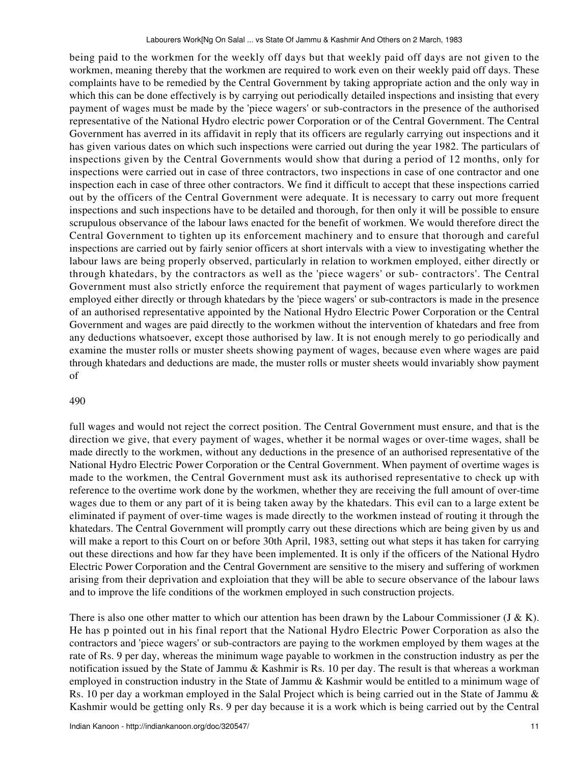being paid to the workmen for the weekly off days but that weekly paid off days are not given to the workmen, meaning thereby that the workmen are required to work even on their weekly paid off days. These complaints have to be remedied by the Central Government by taking appropriate action and the only way in which this can be done effectively is by carrying out periodically detailed inspections and insisting that every payment of wages must be made by the 'piece wagers' or sub-contractors in the presence of the authorised representative of the National Hydro electric power Corporation or of the Central Government. The Central Government has averred in its affidavit in reply that its officers are regularly carrying out inspections and it has given various dates on which such inspections were carried out during the year 1982. The particulars of inspections given by the Central Governments would show that during a period of 12 months, only for inspections were carried out in case of three contractors, two inspections in case of one contractor and one inspection each in case of three other contractors. We find it difficult to accept that these inspections carried out by the officers of the Central Government were adequate. It is necessary to carry out more frequent inspections and such inspections have to be detailed and thorough, for then only it will be possible to ensure scrupulous observance of the labour laws enacted for the benefit of workmen. We would therefore direct the Central Government to tighten up its enforcement machinery and to ensure that thorough and careful inspections are carried out by fairly senior officers at short intervals with a view to investigating whether the labour laws are being properly observed, particularly in relation to workmen employed, either directly or through khatedars, by the contractors as well as the 'piece wagers' or sub- contractors'. The Central Government must also strictly enforce the requirement that payment of wages particularly to workmen employed either directly or through khatedars by the 'piece wagers' or sub-contractors is made in the presence of an authorised representative appointed by the National Hydro Electric Power Corporation or the Central Government and wages are paid directly to the workmen without the intervention of khatedars and free from any deductions whatsoever, except those authorised by law. It is not enough merely to go periodically and examine the muster rolls or muster sheets showing payment of wages, because even where wages are paid through khatedars and deductions are made, the muster rolls or muster sheets would invariably show payment of

490

full wages and would not reject the correct position. The Central Government must ensure, and that is the direction we give, that every payment of wages, whether it be normal wages or over-time wages, shall be made directly to the workmen, without any deductions in the presence of an authorised representative of the National Hydro Electric Power Corporation or the Central Government. When payment of overtime wages is made to the workmen, the Central Government must ask its authorised representative to check up with reference to the overtime work done by the workmen, whether they are receiving the full amount of over-time wages due to them or any part of it is being taken away by the khatedars. This evil can to a large extent be eliminated if payment of over-time wages is made directly to the workmen instead of routing it through the khatedars. The Central Government will promptly carry out these directions which are being given by us and will make a report to this Court on or before 30th April, 1983, setting out what steps it has taken for carrying out these directions and how far they have been implemented. It is only if the officers of the National Hydro Electric Power Corporation and the Central Government are sensitive to the misery and suffering of workmen arising from their deprivation and exploiation that they will be able to secure observance of the labour laws and to improve the life conditions of the workmen employed in such construction projects.

There is also one other matter to which our attention has been drawn by the Labour Commissioner (J & K). He has p pointed out in his final report that the National Hydro Electric Power Corporation as also the contractors and 'piece wagers' or sub-contractors are paying to the workmen employed by them wages at the rate of Rs. 9 per day, whereas the minimum wage payable to workmen in the construction industry as per the notification issued by the State of Jammu & Kashmir is Rs. 10 per day. The result is that whereas a workman employed in construction industry in the State of Jammu & Kashmir would be entitled to a minimum wage of Rs. 10 per day a workman employed in the Salal Project which is being carried out in the State of Jammu & Kashmir would be getting only Rs. 9 per day because it is a work which is being carried out by the Central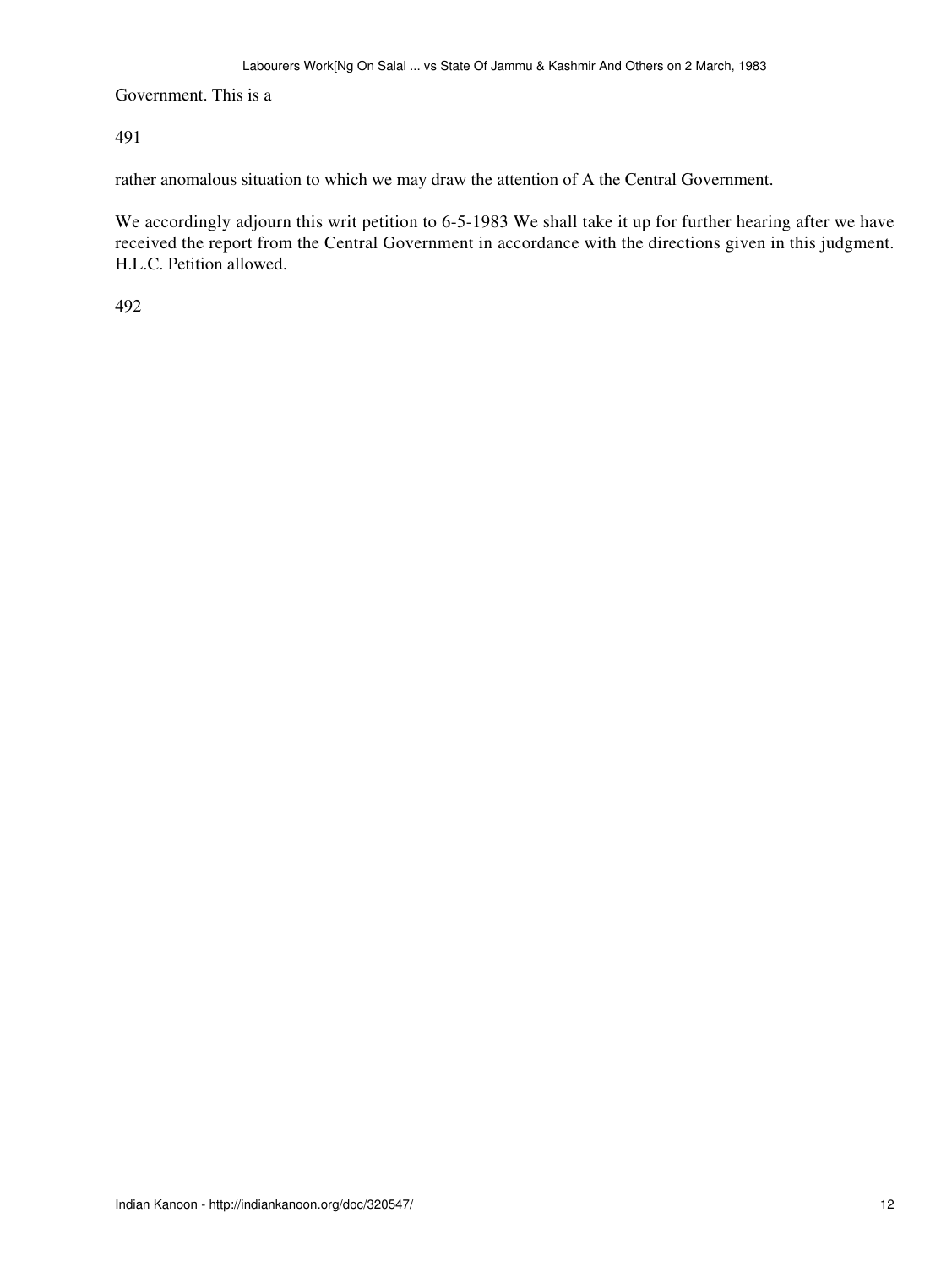Government. This is a

491

rather anomalous situation to which we may draw the attention of A the Central Government.

We accordingly adjourn this writ petition to 6-5-1983 We shall take it up for further hearing after we have received the report from the Central Government in accordance with the directions given in this judgment. H.L.C. Petition allowed.

492